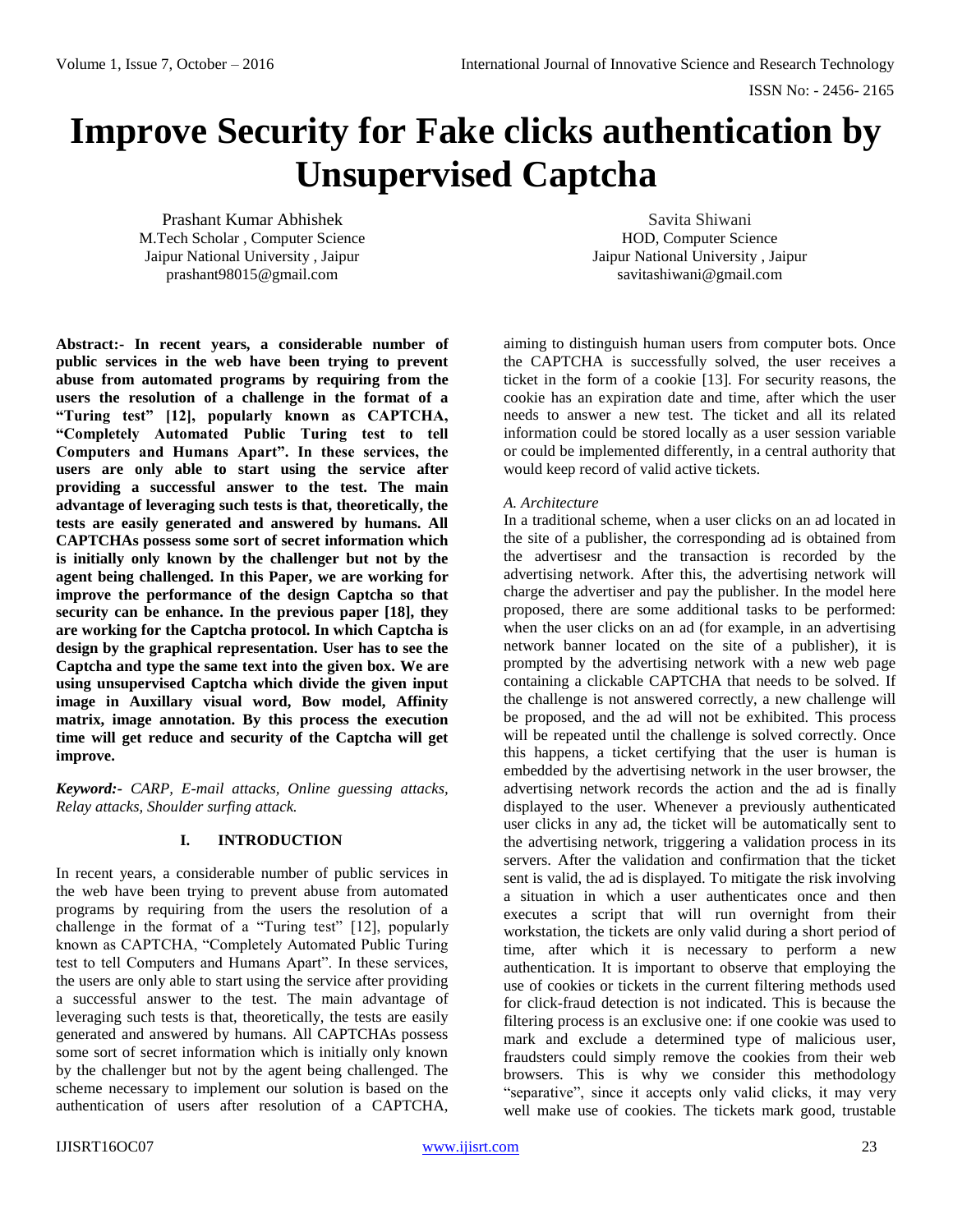# Improve Security for Fake clicks authentication by Unsupervised Captcha

Prashant Kumar Abhishek
M.Tech Scholar , Computer Science
Jaipur National University , Jaipur
prashant98015@gmail.com

Savita Shiwani
HOD, Computer Science
Jaipur National University , Jaipur
savitashiwani@gmail.com

**Abstract:- In recent years, a considerable number of public services in the web have been trying to prevent abuse from automated programs by requiring from the users the resolution of a challenge in the format of a "Turing test" [12], popularly known as CAPTCHA, "Completely Automated Public Turing test to tell Computers and Humans Apart". In these services, the users are only able to start using the service after providing a successful answer to the test. The main advantage of leveraging such tests is that, theoretically, the tests are easily generated and answered by humans. All CAPTCHAs possess some sort of secret information which is initially only known by the challenger but not by the agent being challenged. In this Paper, we are working for improve the performance of the design Captcha so that security can be enhance. In the previous paper [18], they are working for the Captcha protocol. In which Captcha is design by the graphical representation. User has to see the Captcha and type the same text into the given box. We are using unsupervised Captcha which divide the given input image in Auxillary visual word, Bow model, Affinity matrix, image annotation. By this process the execution time will get reduce and security of the Captcha will get improve.**

***Keyword:-*** *CARP, E-mail attacks, Online guessing attacks, Relay attacks, Shoulder surfing attack.*

## I. INTRODUCTION

In recent years, a considerable number of public services in the web have been trying to prevent abuse from automated programs by requiring from the users the resolution of a challenge in the format of a "Turing test" [12], popularly known as CAPTCHA, "Completely Automated Public Turing test to tell Computers and Humans Apart". In these services, the users are only able to start using the service after providing a successful answer to the test. The main advantage of leveraging such tests is that, theoretically, the tests are easily generated and answered by humans. All CAPTCHAs possess some sort of secret information which is initially only known by the challenger but not by the agent being challenged. The scheme necessary to implement our solution is based on the authentication of users after resolution of a CAPTCHA, aiming to distinguish human users from computer bots. Once the CAPTCHA is successfully solved, the user receives a ticket in the form of a cookie [13]. For security reasons, the cookie has an expiration date and time, after which the user needs to answer a new test. The ticket and all its related information could be stored locally as a user session variable or could be implemented differently, in a central authority that would keep record of valid active tickets.

### *A. Architecture*

In a traditional scheme, when a user clicks on an ad located in the site of a publisher, the corresponding ad is obtained from the advertisesr and the transaction is recorded by the advertising network. After this, the advertising network will charge the advertiser and pay the publisher. In the model here proposed, there are some additional tasks to be performed: when the user clicks on an ad (for example, in an advertising network banner located on the site of a publisher), it is prompted by the advertising network with a new web page containing a clickable CAPTCHA that needs to be solved. If the challenge is not answered correctly, a new challenge will be proposed, and the ad will not be exhibited. This process will be repeated until the challenge is solved correctly. Once this happens, a ticket certifying that the user is human is embedded by the advertising network in the user browser, the advertising network records the action and the ad is finally displayed to the user. Whenever a previously authenticated user clicks in any ad, the ticket will be automatically sent to the advertising network, triggering a validation process in its servers. After the validation and confirmation that the ticket sent is valid, the ad is displayed. To mitigate the risk involving a situation in which a user authenticates once and then executes a script that will run overnight from their workstation, the tickets are only valid during a short period of time, after which it is necessary to perform a new authentication. It is important to observe that employing the use of cookies or tickets in the current filtering methods used for click-fraud detection is not indicated. This is because the filtering process is an exclusive one: if one cookie was used to mark and exclude a determined type of malicious user, fraudsters could simply remove the cookies from their web browsers. This is why we consider this methodology "separative", since it accepts only valid clicks, it may very well make use of cookies. The tickets mark good, trustable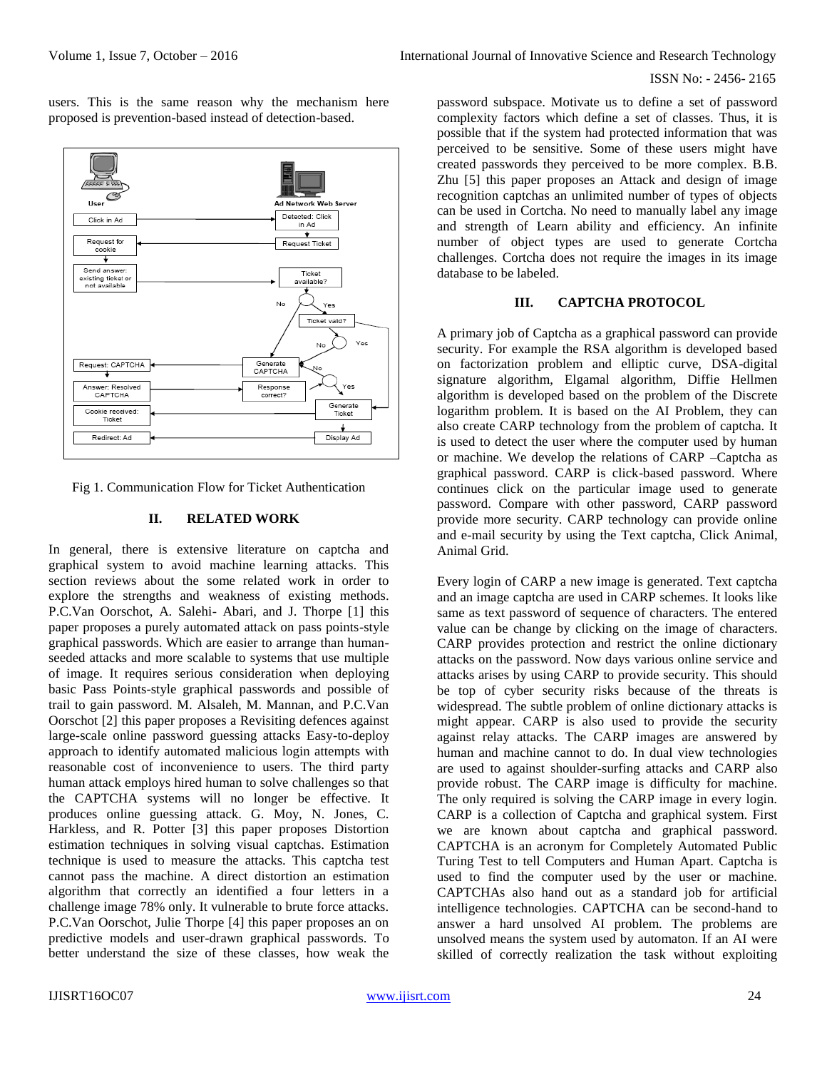users. This is the same reason why the mechanism here proposed is prevention-based instead of detection-based.

User

Ad Network Web Server

Click in Ad

Detected: Click in Ad

Request for cookie

Request Ticket

Send answer: existing ticket or not available

Ticket available?

No

Yes

Ticket valid?

No

Yes

Request: CAPTCHA

Generate CAPTCHA

No

Yes

Answer: Resolved CAPTCHA

Response correct?

Cookie received: Ticket

Generate Ticket

Redirect: Ad

Display Ad

Fig 1. Communication Flow for Ticket Authentication

## II. RELATED WORK

In general, there is extensive literature on captcha and graphical system to avoid machine learning attacks. This section reviews about the some related work in order to explore the strengths and weakness of existing methods. P.C.Van Oorschot, A. Salehi- Abari, and J. Thorpe [1] this paper proposes a purely automated attack on pass points-style graphical passwords. Which are easier to arrange than human-seeded attacks and more scalable to systems that use multiple of image. It requires serious consideration when deploying basic Pass Points-style graphical passwords and possible of trail to gain password. M. Alsaleh, M. Mannan, and P.C.Van Oorschot [2] this paper proposes a Revisiting defences against large-scale online password guessing attacks Easy-to-deploy approach to identify automated malicious login attempts with reasonable cost of inconvenience to users. The third party human attack employs hired human to solve challenges so that the CAPTCHA systems will no longer be effective. It produces online guessing attack. G. Moy, N. Jones, C. Harkless, and R. Potter [3] this paper proposes Distortion estimation techniques in solving visual captchas. Estimation technique is used to measure the attacks. This captcha test cannot pass the machine. A direct distortion an estimation algorithm that correctly an identified a four letters in a challenge image 78% only. It vulnerable to brute force attacks. P.C.Van Oorschot, Julie Thorpe [4] this paper proposes an on predictive models and user-drawn graphical passwords. To better understand the size of these classes, how weak the password subspace. Motivate us to define a set of password complexity factors which define a set of classes. Thus, it is possible that if the system had protected information that was perceived to be sensitive. Some of these users might have created passwords they perceived to be more complex. B.B. Zhu [5] this paper proposes an Attack and design of image recognition captchas an unlimited number of types of objects can be used in Cortcha. No need to manually label any image and strength of Learn ability and efficiency. An infinite number of object types are used to generate Cortcha challenges. Cortcha does not require the images in its image database to be labeled.

## III. CAPTCHA PROTOCOL

A primary job of Captcha as a graphical password can provide security. For example the RSA algorithm is developed based on factorization problem and elliptic curve, DSA-digital signature algorithm, Elgamal algorithm, Diffie Hellmen algorithm is developed based on the problem of the Discrete logarithm problem. It is based on the AI Problem, they can also create CARP technology from the problem of captcha. It is used to detect the user where the computer used by human or machine. We develop the relations of CARP –Captcha as graphical password. CARP is click-based password. Where continues click on the particular image used to generate password. Compare with other password, CARP password provide more security. CARP technology can provide online and e-mail security by using the Text captcha, Click Animal, Animal Grid.

Every login of CARP a new image is generated. Text captcha and an image captcha are used in CARP schemes. It looks like same as text password of sequence of characters. The entered value can be change by clicking on the image of characters. CARP provides protection and restrict the online dictionary attacks on the password. Now days various online service and attacks arises by using CARP to provide security. This should be top of cyber security risks because of the threats is widespread. The subtle problem of online dictionary attacks is might appear. CARP is also used to provide the security against relay attacks. The CARP images are answered by human and machine cannot to do. In dual view technologies are used to against shoulder-surfing attacks and CARP also provide robust. The CARP image is difficulty for machine. The only required is solving the CARP image in every login. CARP is a collection of Captcha and graphical system. First we are known about captcha and graphical password. CAPTCHA is an acronym for Completely Automated Public Turing Test to tell Computers and Human Apart. Captcha is used to find the computer used by the user or machine. CAPTCHAs also hand out as a standard job for artificial intelligence technologies. CAPTCHA can be second-hand to answer a hard unsolved AI problem. The problems are unsolved means the system used by automaton. If an AI were skilled of correctly realization the task without exploiting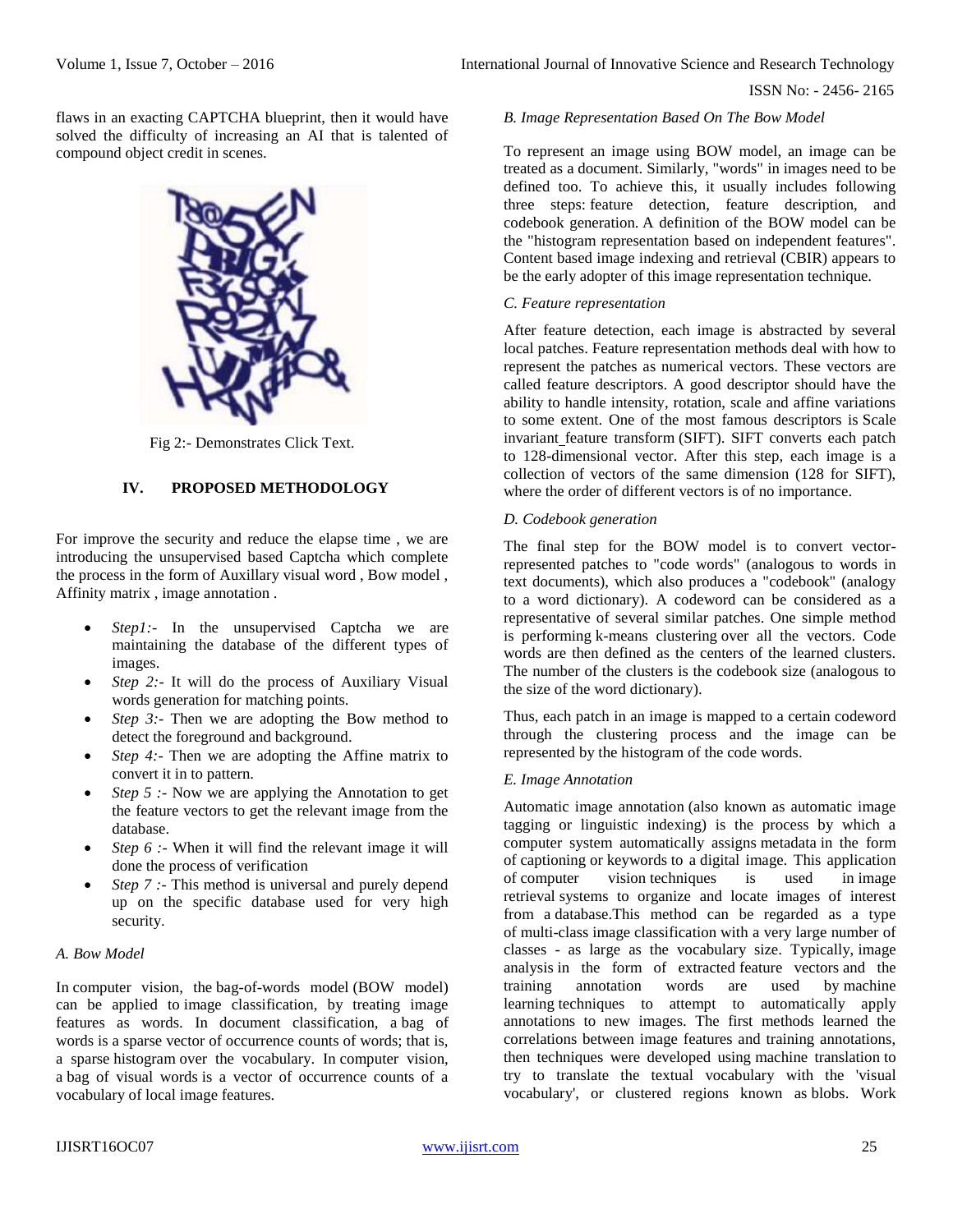flaws in an exacting CAPTCHA blueprint, then it would have solved the difficulty of increasing an AI that is talented of compound object credit in scenes.

Fig 2:- Demonstrates Click Text.

## IV. PROPOSED METHODOLOGY

For improve the security and reduce the elapse time , we are introducing the unsupervised based Captcha which complete the process in the form of Auxillary visual word , Bow model , Affinity matrix , image annotation .

- *Step1:-* In the unsupervised Captcha we are maintaining the database of the different types of images.
- *Step 2:-* It will do the process of Auxiliary Visual words generation for matching points.
- *Step 3:-* Then we are adopting the Bow method to detect the foreground and background.
- *Step 4:-* Then we are adopting the Affine matrix to convert it in to pattern.
- *Step 5 :-* Now we are applying the Annotation to get the feature vectors to get the relevant image from the database.
- *Step 6 :-* When it will find the relevant image it will done the process of verification
- *Step 7 :-* This method is universal and purely depend up on the specific database used for very high security.

### *A. Bow Model*

In computer vision, the bag-of-words model (BOW model) can be applied to image classification, by treating image features as words. In document classification, a bag of words is a sparse vector of occurrence counts of words; that is, a sparse histogram over the vocabulary. In computer vision, a bag of visual words is a vector of occurrence counts of a vocabulary of local image features.

### *B. Image Representation Based On The Bow Model*

To represent an image using BOW model, an image can be treated as a document. Similarly, "words" in images need to be defined too. To achieve this, it usually includes following three steps: feature detection, feature description, and codebook generation. A definition of the BOW model can be the "histogram representation based on independent features". Content based image indexing and retrieval (CBIR) appears to be the early adopter of this image representation technique.

### *C. Feature representation*

After feature detection, each image is abstracted by several local patches. Feature representation methods deal with how to represent the patches as numerical vectors. These vectors are called feature descriptors. A good descriptor should have the ability to handle intensity, rotation, scale and affine variations to some extent. One of the most famous descriptors is Scale invariant_feature transform (SIFT). SIFT converts each patch to 128-dimensional vector. After this step, each image is a collection of vectors of the same dimension (128 for SIFT), where the order of different vectors is of no importance.

### *D. Codebook generation*

The final step for the BOW model is to convert vector-represented patches to "code words" (analogous to words in text documents), which also produces a "codebook" (analogy to a word dictionary). A codeword can be considered as a representative of several similar patches. One simple method is performing k-means clustering over all the vectors. Code words are then defined as the centers of the learned clusters. The number of the clusters is the codebook size (analogous to the size of the word dictionary).

Thus, each patch in an image is mapped to a certain codeword through the clustering process and the image can be represented by the histogram of the code words.

### *E. Image Annotation*

Automatic image annotation (also known as automatic image tagging or linguistic indexing) is the process by which a computer system automatically assigns metadata in the form of captioning or keywords to a digital image. This application of computer vision techniques is used in image retrieval systems to organize and locate images of interest from a database.This method can be regarded as a type of multi-class image classification with a very large number of classes - as large as the vocabulary size. Typically, image analysis in the form of extracted feature vectors and the training annotation words are used by machine learning techniques to attempt to automatically apply annotations to new images. The first methods learned the correlations between image features and training annotations, then techniques were developed using machine translation to try to translate the textual vocabulary with the 'visual vocabulary', or clustered regions known as blobs. Work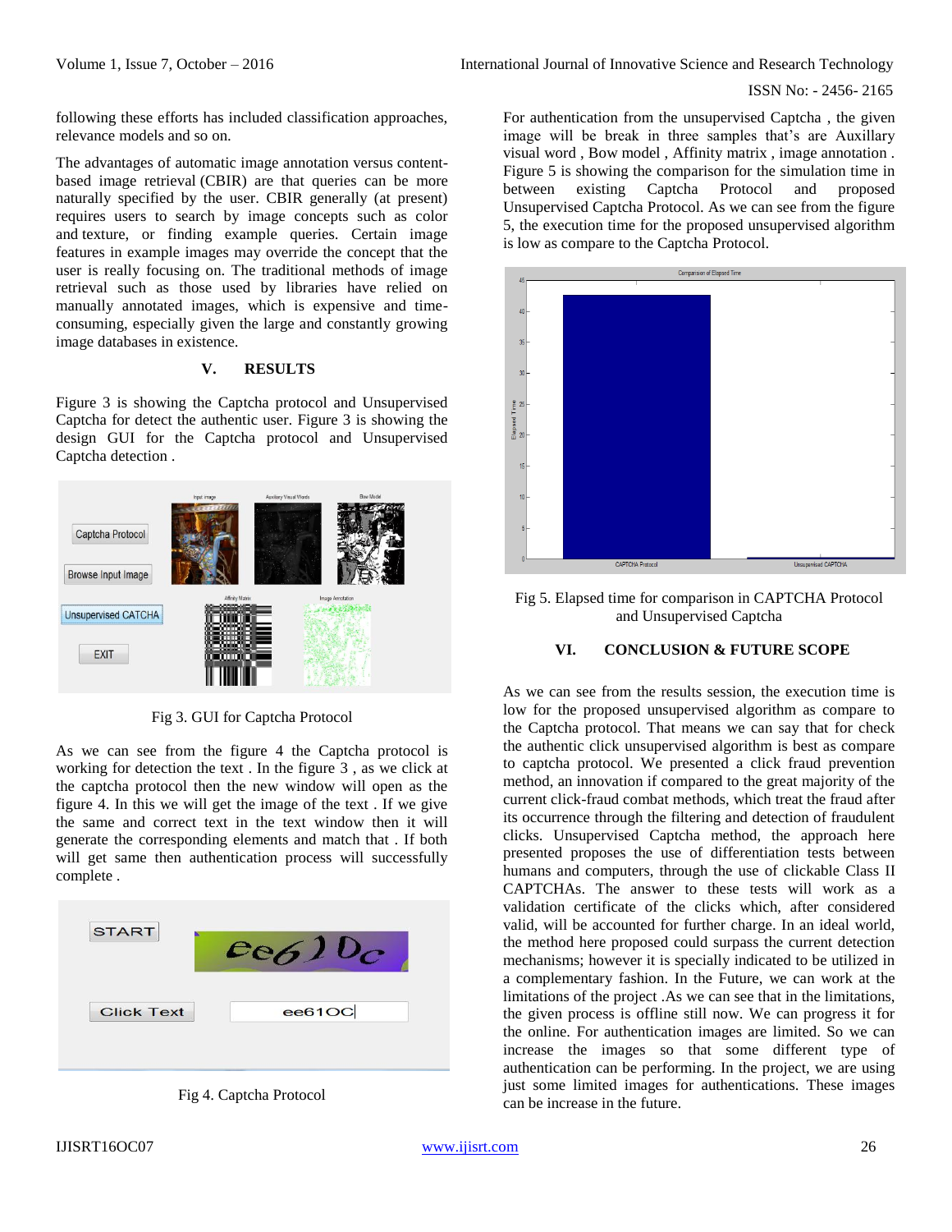following these efforts has included classification approaches, relevance models and so on.

The advantages of automatic image annotation versus content-based image retrieval (CBIR) are that queries can be more naturally specified by the user. CBIR generally (at present) requires users to search by image concepts such as color and texture, or finding example queries. Certain image features in example images may override the concept that the user is really focusing on. The traditional methods of image retrieval such as those used by libraries have relied on manually annotated images, which is expensive and time-consuming, especially given the large and constantly growing image databases in existence.

## V. RESULTS

Figure 3 is showing the Captcha protocol and Unsupervised Captcha for detect the authentic user. Figure 3 is showing the design GUI for the Captcha protocol and Unsupervised Captcha detection .

Captcha Protocol

Browse Input Image

Unsupervised CATCHA

EXIT

Input image

Auxiliary Visual Words

Bow Model

Affinity Matrix

Image Annotation

Fig 3. GUI for Captcha Protocol

As we can see from the figure 4 the Captcha protocol is working for detection the text . In the figure 3 , as we click at the captcha protocol then the new window will open as the figure 4. In this we will get the image of the text . If we give the same and correct text in the text window then it will generate the corresponding elements and match that . If both will get same then authentication process will successfully complete .

START

Click Text

ee61OC

Fig 4. Captcha Protocol

For authentication from the unsupervised Captcha , the given image will be break in three samples that's are Auxillary visual word , Bow model , Affinity matrix , image annotation . Figure 5 is showing the comparison for the simulation time in between existing Captcha Protocol and proposed Unsupervised Captcha Protocol. As we can see from the figure 5, the execution time for the proposed unsupervised algorithm is low as compare to the Captcha Protocol.

Comparison of Elapsed Time

Elapsed Time

0 5 10 15 20 25 30 35 40 45

CAPTCHA Protocol

Unsupervised CAPTCHA

Fig 5. Elapsed time for comparison in CAPTCHA Protocol and Unsupervised Captcha

## VI. CONCLUSION & FUTURE SCOPE

As we can see from the results session, the execution time is low for the proposed unsupervised algorithm as compare to the Captcha protocol. That means we can say that for check the authentic click unsupervised algorithm is best as compare to captcha protocol. We presented a click fraud prevention method, an innovation if compared to the great majority of the current click-fraud combat methods, which treat the fraud after its occurrence through the filtering and detection of fraudulent clicks. Unsupervised Captcha method, the approach here presented proposes the use of differentiation tests between humans and computers, through the use of clickable Class II CAPTCHAs. The answer to these tests will work as a validation certificate of the clicks which, after considered valid, will be accounted for further charge. In an ideal world, the method here proposed could surpass the current detection mechanisms; however it is specially indicated to be utilized in a complementary fashion. In the Future, we can work at the limitations of the project .As we can see that in the limitations, the given process is offline still now. We can progress it for the online. For authentication images are limited. So we can increase the images so that some different type of authentication can be performing. In the project, we are using just some limited images for authentications. These images can be increase in the future.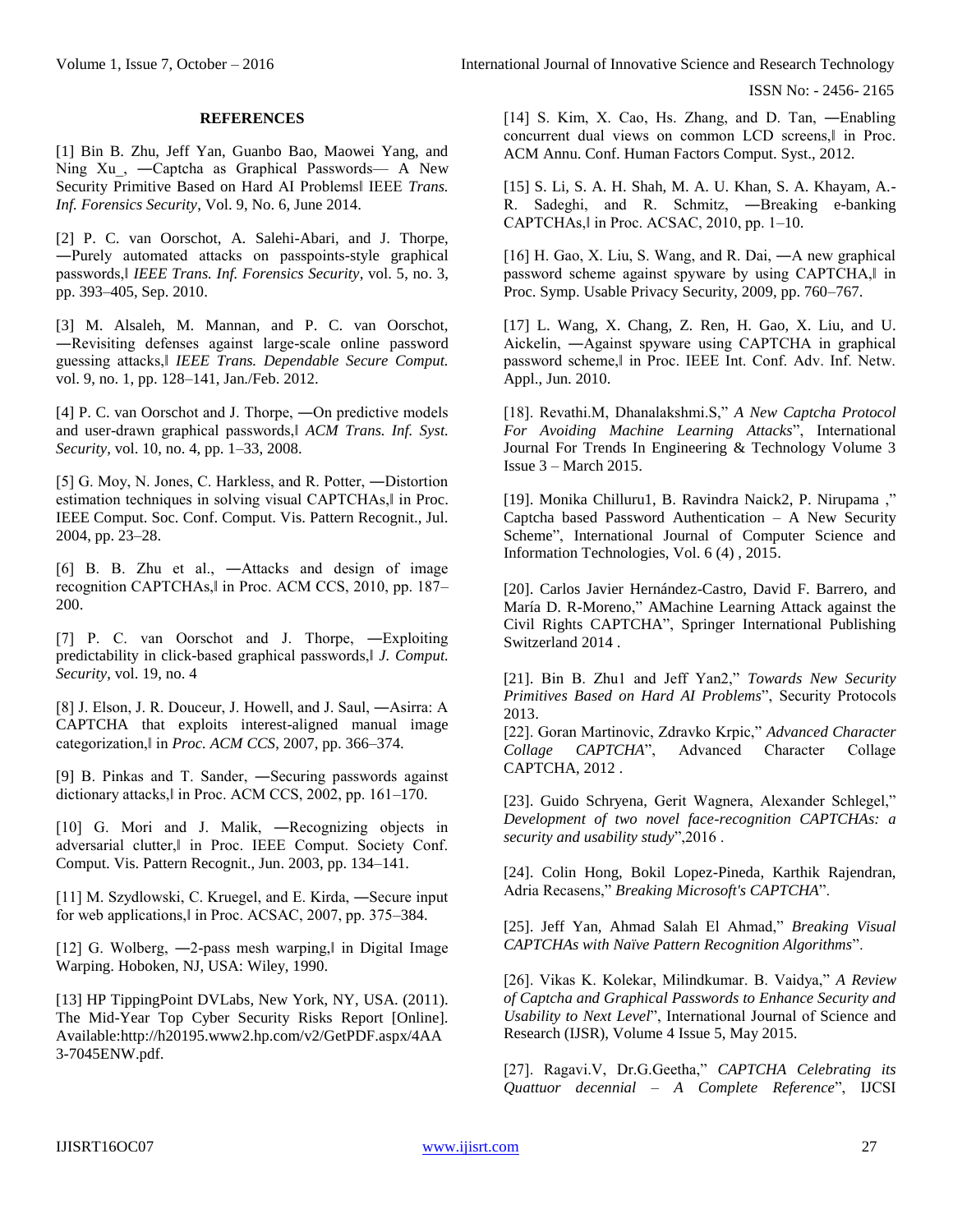## REFERENCES

[1] Bin B. Zhu, Jeff Yan, Guanbo Bao, Maowei Yang, and Ning Xu_, ―Captcha as Graphical Passwords— A New Security Primitive Based on Hard AI Problems‖ IEEE *Trans. Inf. Forensics Security*, Vol. 9, No. 6, June 2014.

[2] P. C. van Oorschot, A. Salehi-Abari, and J. Thorpe, ―Purely automated attacks on passpoints-style graphical passwords,‖ *IEEE Trans. Inf. Forensics Security*, vol. 5, no. 3, pp. 393–405, Sep. 2010.

[3] M. Alsaleh, M. Mannan, and P. C. van Oorschot, ―Revisiting defenses against large-scale online password guessing attacks,‖ *IEEE Trans. Dependable Secure Comput.* vol. 9, no. 1, pp. 128–141, Jan./Feb. 2012.

[4] P. C. van Oorschot and J. Thorpe, ―On predictive models and user-drawn graphical passwords,‖ *ACM Trans. Inf. Syst. Security*, vol. 10, no. 4, pp. 1–33, 2008.

[5] G. Moy, N. Jones, C. Harkless, and R. Potter, ―Distortion estimation techniques in solving visual CAPTCHAs,‖ in Proc. IEEE Comput. Soc. Conf. Comput. Vis. Pattern Recognit., Jul. 2004, pp. 23–28.

[6] B. B. Zhu et al., ―Attacks and design of image recognition CAPTCHAs,‖ in Proc. ACM CCS, 2010, pp. 187–200.

[7] P. C. van Oorschot and J. Thorpe, ―Exploiting predictability in click-based graphical passwords,‖ *J. Comput. Security*, vol. 19, no. 4

[8] J. Elson, J. R. Douceur, J. Howell, and J. Saul, ―Asirra: A CAPTCHA that exploits interest-aligned manual image categorization,‖ in *Proc. ACM CCS*, 2007, pp. 366–374.

[9] B. Pinkas and T. Sander, ―Securing passwords against dictionary attacks,‖ in Proc. ACM CCS, 2002, pp. 161–170.

[10] G. Mori and J. Malik, ―Recognizing objects in adversarial clutter,‖ in Proc. IEEE Comput. Society Conf. Comput. Vis. Pattern Recognit., Jun. 2003, pp. 134–141.

[11] M. Szydlowski, C. Kruegel, and E. Kirda, ―Secure input for web applications,‖ in Proc. ACSAC, 2007, pp. 375–384.

[12] G. Wolberg, ―2-pass mesh warping,‖ in Digital Image Warping. Hoboken, NJ, USA: Wiley, 1990.

[13] HP TippingPoint DVLabs, New York, NY, USA. (2011). The Mid-Year Top Cyber Security Risks Report [Online]. Available:http://h20195.www2.hp.com/v2/GetPDF.aspx/4AA3-7045ENW.pdf.

[14] S. Kim, X. Cao, Hs. Zhang, and D. Tan, ―Enabling concurrent dual views on common LCD screens,‖ in Proc. ACM Annu. Conf. Human Factors Comput. Syst., 2012.

[15] S. Li, S. A. H. Shah, M. A. U. Khan, S. A. Khayam, A.-R. Sadeghi, and R. Schmitz, ―Breaking e-banking CAPTCHAs,‖ in Proc. ACSAC, 2010, pp. 1–10.

[16] H. Gao, X. Liu, S. Wang, and R. Dai, ―A new graphical password scheme against spyware by using CAPTCHA,‖ in Proc. Symp. Usable Privacy Security, 2009, pp. 760–767.

[17] L. Wang, X. Chang, Z. Ren, H. Gao, X. Liu, and U. Aickelin, ―Against spyware using CAPTCHA in graphical password scheme,‖ in Proc. IEEE Int. Conf. Adv. Inf. Netw. Appl., Jun. 2010.

[18]. Revathi.M, Dhanalakshmi.S," *A New Captcha Protocol For Avoiding Machine Learning Attacks*", International Journal For Trends In Engineering & Technology Volume 3 Issue 3 – March 2015.

[19]. Monika Chilluru1, B. Ravindra Naick2, P. Nirupama ," Captcha based Password Authentication – A New Security Scheme", International Journal of Computer Science and Information Technologies, Vol. 6 (4) , 2015.

[20]. Carlos Javier Hernández-Castro, David F. Barrero, and María D. R-Moreno," AMachine Learning Attack against the Civil Rights CAPTCHA", Springer International Publishing Switzerland 2014 .

[21]. Bin B. Zhu1 and Jeff Yan2," *Towards New Security Primitives Based on Hard AI Problems*", Security Protocols 2013.

[22]. Goran Martinovic, Zdravko Krpic," *Advanced Character Collage CAPTCHA*", Advanced Character Collage CAPTCHA, 2012 .

[23]. Guido Schryena, Gerit Wagnera, Alexander Schlegel," *Development of two novel face-recognition CAPTCHAs: a security and usability study*",2016 .

[24]. Colin Hong, Bokil Lopez-Pineda, Karthik Rajendran, Adria Recasens," *Breaking Microsoft's CAPTCHA*".

[25]. Jeff Yan, Ahmad Salah El Ahmad," *Breaking Visual CAPTCHAs with Naïve Pattern Recognition Algorithms*".

[26]. Vikas K. Kolekar, Milindkumar. B. Vaidya," *A Review of Captcha and Graphical Passwords to Enhance Security and Usability to Next Level*", International Journal of Science and Research (IJSR), Volume 4 Issue 5, May 2015.

[27]. Ragavi.V, Dr.G.Geetha," *CAPTCHA Celebrating its Quattuor decennial – A Complete Reference*", IJCSI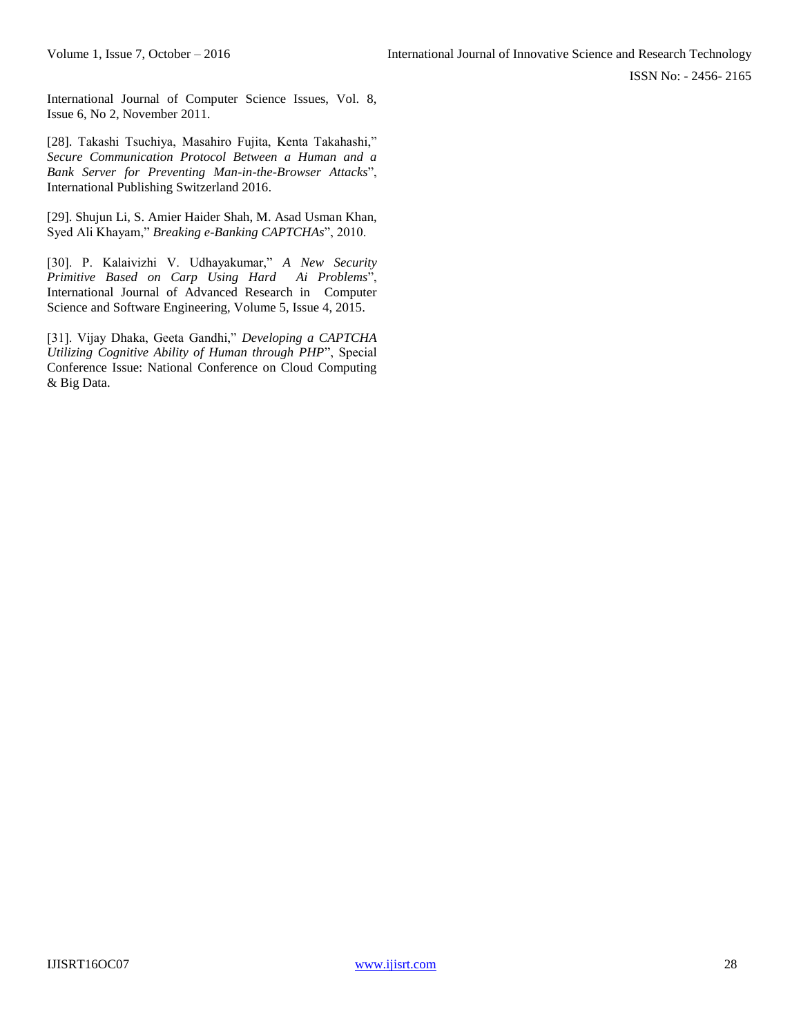International Journal of Computer Science Issues, Vol. 8, Issue 6, No 2, November 2011.

[28]. Takashi Tsuchiya, Masahiro Fujita, Kenta Takahashi," *Secure Communication Protocol Between a Human and a Bank Server for Preventing Man-in-the-Browser Attacks*", International Publishing Switzerland 2016.

[29]. Shujun Li, S. Amier Haider Shah, M. Asad Usman Khan, Syed Ali Khayam," *Breaking e-Banking CAPTCHAs*", 2010.

[30]. P. Kalaivizhi V. Udhayakumar," *A New Security Primitive Based on Carp Using Hard Ai Problems*", International Journal of Advanced Research in Computer Science and Software Engineering, Volume 5, Issue 4, 2015.

[31]. Vijay Dhaka, Geeta Gandhi," *Developing a CAPTCHA Utilizing Cognitive Ability of Human through PHP*", Special Conference Issue: National Conference on Cloud Computing & Big Data.